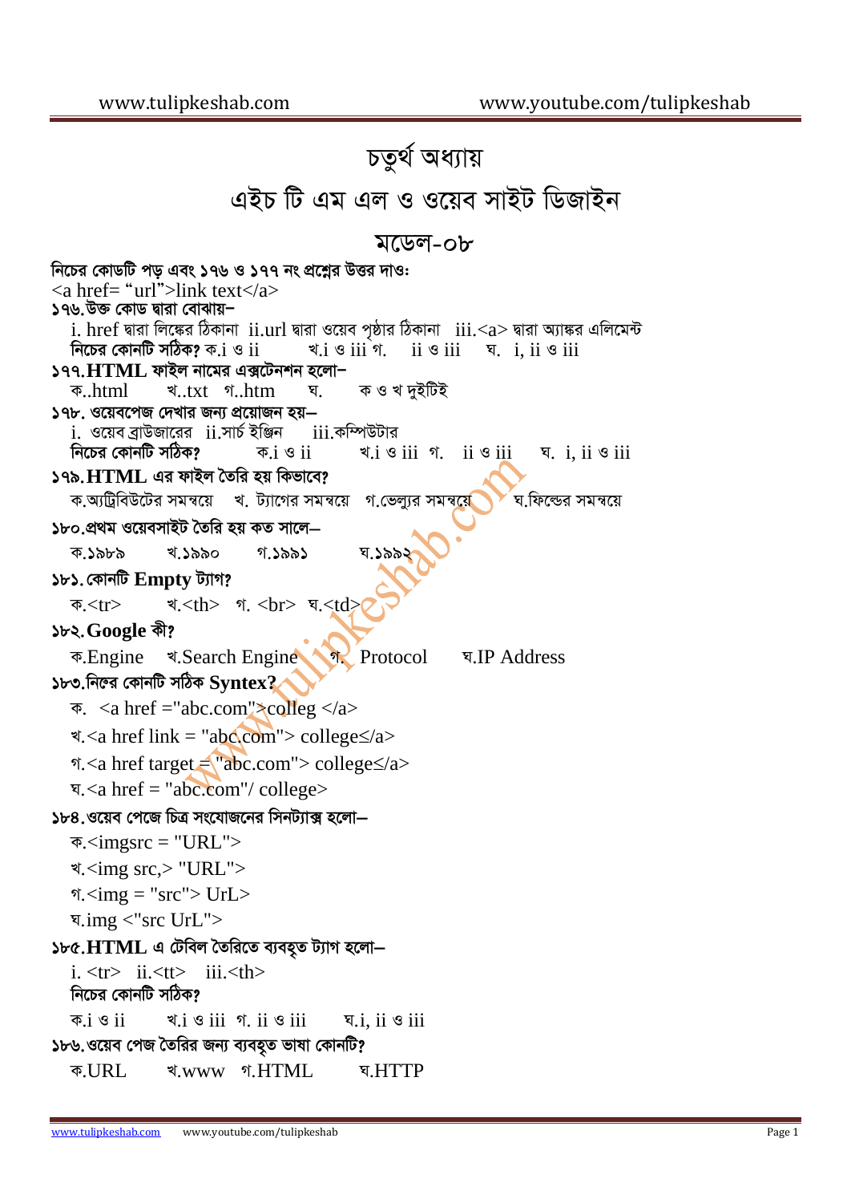# চতুর্থ অধ্যায়

# এইচ টি এম এল ও ওয়েব সাইট ডিজাইন

## মডেল-০৮

**নিচের কোডটি পড় এবং ১৭৬ ও ১৭৭ নং প্রশ্নের উত্তর দাও:**

<a href= “url”>link text</a>

**১৭৬.উক্ত কোড দ্বারা বোঝায়–**

i. href দ্বারা লিঙ্কের ঠিকানা ii.url দ্বারা ওয়েব পৃষ্ঠার ঠিকানা iii.<a> দ্বারা অ্যাঙ্কর এলিমেন্ট

**নিচের কোনটি সঠিক?** ক.i ও ii খ.i ও iii গ. ii ও iii ঘ. i, ii ও iii

**১৭৭.HTML ফাইল নামের এক্সটেনশন হলো–**

ক..html খ..txt গ..htm ঘ. ক ও খ দুইটিই

**১৭৮. ওয়েবপেজ দেখার জন্য প্রয়োজন হয়–**

i. ওয়েব ব্রাউজারের ii.সার্চ ইঞ্জিন iii.কম্পিউটার

**নিচের কোনটি সঠিক?** ক.i ও ii খ.i ও iii গ. ii ও iii ঘ. i, ii ও iii

**১৭৯.HTML এর ফাইল তৈরি হয় কিভাবে?**

ক.অ্যাট্রিবিউটের সমন্বয়ে খ. ট্যাগের সমন্বয়ে গ.ভেল্যুর সমন্বয়ে ঘ.ফিল্ডের সমন্বয়ে

**১৮০.প্রথম ওয়েবসাইট তৈরি হয় কত সালে–**

ক.১৯৮৯ খ.১৯৯০ গ.১৯৯১ ঘ.১৯৯২

**১৮১. কোনটি Empty ট্যাগ?**

ক.<tr> খ.<th> গ. <br> ঘ.<td>

**১৮২.Google কী?**

ক.Engine খ.Search Engine গ. Protocol ঘ.IP Address

**১৮৩.নিম্নের কোনটি সঠিক Syntex?**

ক. <a href ="abc.com">colleg </a>

খ.<a href link = "abc.com"> college≤/a>

গ.<a href target = "abc.com"> college≤/a>

ঘ.<a href = "abc.com"/ college>

**১৮৪.ওয়েব পেজে চিত্র সংযোজনের সিনট্যাক্স হলো–**

ক.<imgsrc = "URL">

খ.<img src,> "URL">

গ.<img = "src"> UrL>

ঘ.img <"src UrL">

**১৮৫.HTML এ টেবিল তৈরিতে ব্যবহৃত ট্যাগ হলো–**

i. <tr> ii.<tt> iii.<th>

**নিচের কোনটি সঠিক?**

ক.i ও ii খ.i ও iii গ. ii ও iii ঘ.i, ii ও iii

**১৮৬.ওয়েব পেজ তৈরির জন্য ব্যবহৃত ভাষা কোনটি?**

ক.URL খ.www গ.HTML ঘ.HTTP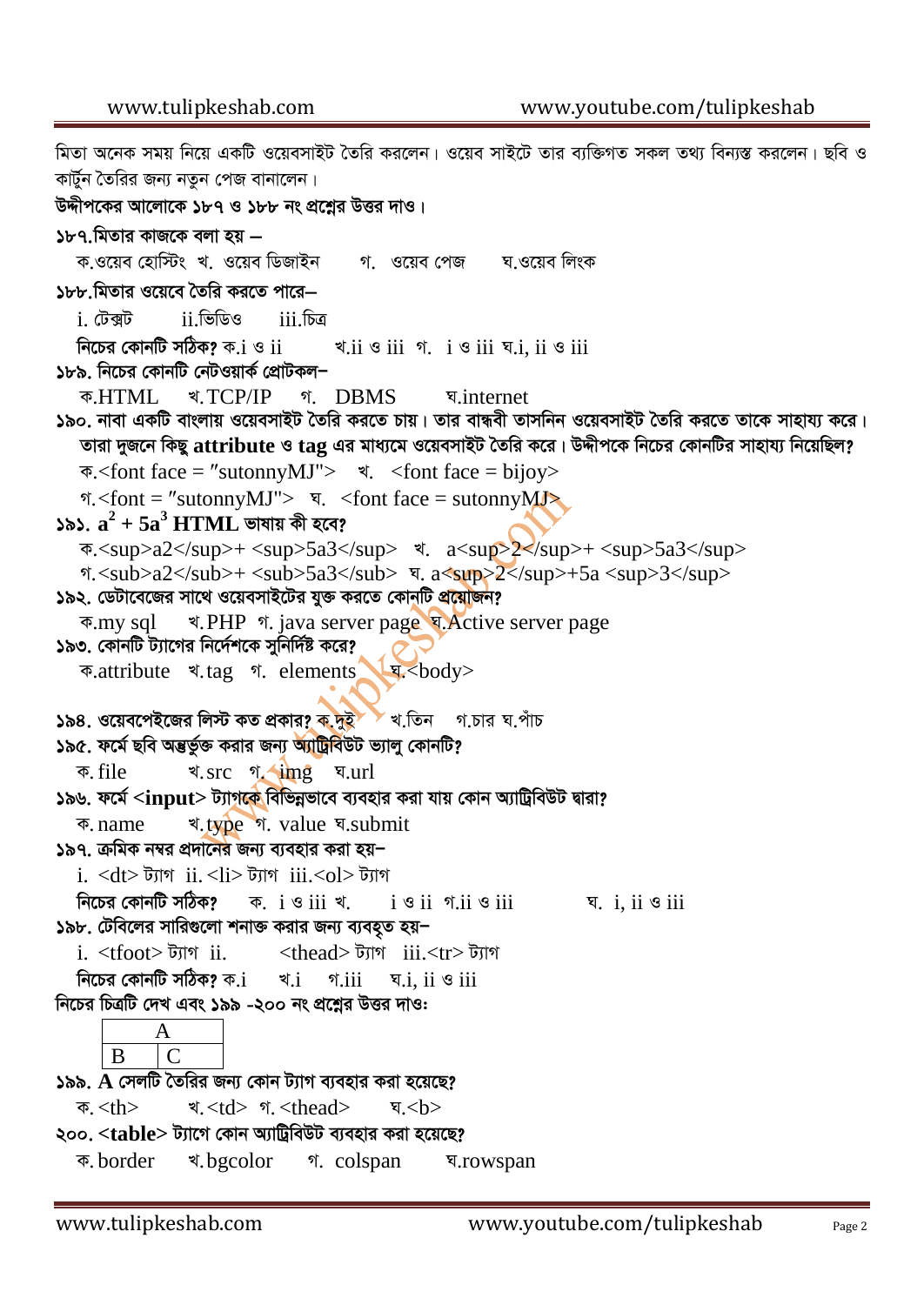মিতা অনেক সময় নিয়ে একটি ওয়েবসাইট তৈরি করলেন। ওয়েব সাইটে তার ব্যক্তিগত সকল তথ্য বিন্যস্ত করলেন। ছবি ও কার্টুন তৈরির জন্য নতুন পেজ বানালেন।

**উদ্দীপকের আলোকে ১৮৭ ও ১৮৮ নং প্রশ্নের উত্তর দাও।**

**১৮৭.মিতার কাজকে বলা হয় –**

ক.ওয়েব হোস্টিং খ. ওয়েব ডিজাইন গ. ওয়েব পেজ ঘ.ওয়েব লিংক

**১৮৮.মিতার ওয়েবে তৈরি করতে পারে–**

i. টেক্সট ii.ভিডিও iii.চিত্র

**নিচের কোনটি সঠিক?** ক.i ও ii খ.ii ও iii গ. i ও iii ঘ.i, ii ও iii

**১৮৯. নিচের কোনটি নেটওয়ার্ক প্রোটকল–**

ক.HTML খ.TCP/IP গ. DBMS ঘ.internet

**১৯০. নাবা একটি বাংলায় ওয়েবসাইট তৈরি করতে চায়। তার বান্ধবী তাসনিন ওয়েবসাইট তৈরি করতে তাকে সাহায্য করে। তারা দুজনে কিছু attribute ও tag এর মাধ্যমে ওয়েবসাইট তৈরি করে। উদ্দীপকে নিচের কোনটির সাহায্য নিয়েছিল?**

ক.<font face = "sutonnyMJ"> খ. <font face = bijoy>

গ.<font = "sutonnyMJ"> ঘ. <font face = sutonnyMJ>

**১৯১. $a^2 + 5a^3$ HTML ভাষায় কী হবে?**

ক.<sup>a2</sup>+ <sup>5a3</sup> খ. a<sup>2</sup>+ <sup>5a3</sup>

গ.<sub>a2</sub>+ <sub>5a3</sub> ঘ. a<sup>2</sup>+5a <sup>3</sup>

**১৯২. ডেটাবেজের সাথে ওয়েবসাইটের যুক্ত করতে কোনটি প্রয়োজন?**

ক.my sql খ.PHP গ. java server page ঘ.Active server page

**১৯৩. কোনটি ট্যাগের নির্দেশকে সুনির্দিষ্ট করে?**

ক.attribute খ.tag গ. elements ঘ.<body>

**১৯৪. ওয়েবপেইজের লিস্ট কত প্রকার?** ক.দুই খ.তিন গ.চার ঘ.পাঁচ

**১৯৫. ফর্মে ছবি অন্তর্ভুক্ত করার জন্য অ্যাট্রিবিউট ভ্যালু কোনটি?**

ক. file খ.src গ. img ঘ.url

**১৯৬. ফর্মে <input> ট্যাগকে বিভিন্নভাবে ব্যবহার করা যায় কোন অ্যাট্রিবিউট দ্বারা?**

ক. name খ.type গ. value ঘ.submit

**১৯৭. ক্রমিক নম্বর প্রদানের জন্য ব্যবহার করা হয়–**

i. <dt> ট্যাগ ii. <li> ট্যাগ iii.<ol> ট্যাগ

**নিচের কোনটি সঠিক?** ক. i ও iii খ. i ও ii গ.ii ও iii ঘ. i, ii ও iii

**১৯৮. টেবিলের সারিগুলো শনাক্ত করার জন্য ব্যবহৃত হয়–**

i. <tfoot> ট্যাগ ii. <thead> ট্যাগ iii.<tr> ট্যাগ

**নিচের কোনটি সঠিক?** ক.i খ.i গ.iii ঘ.i, ii ও iii

**নিচের চিত্রটি দেখ এবং ১৯৯ -২০০ নং প্রশ্নের উত্তর দাওঃ**

| A | |
|---|---|
| B | C |

**১৯৯. A সেলটি তৈরির জন্য কোন ট্যাগ ব্যবহার করা হয়েছে?**

ক. <th> খ. <td> গ. <thead> ঘ.<b>

**২০০. <table> ট্যাগে কোন অ্যাট্রিবিউট ব্যবহার করা হয়েছে?**

ক. border খ.bgcolor গ. colspan ঘ.rowspan